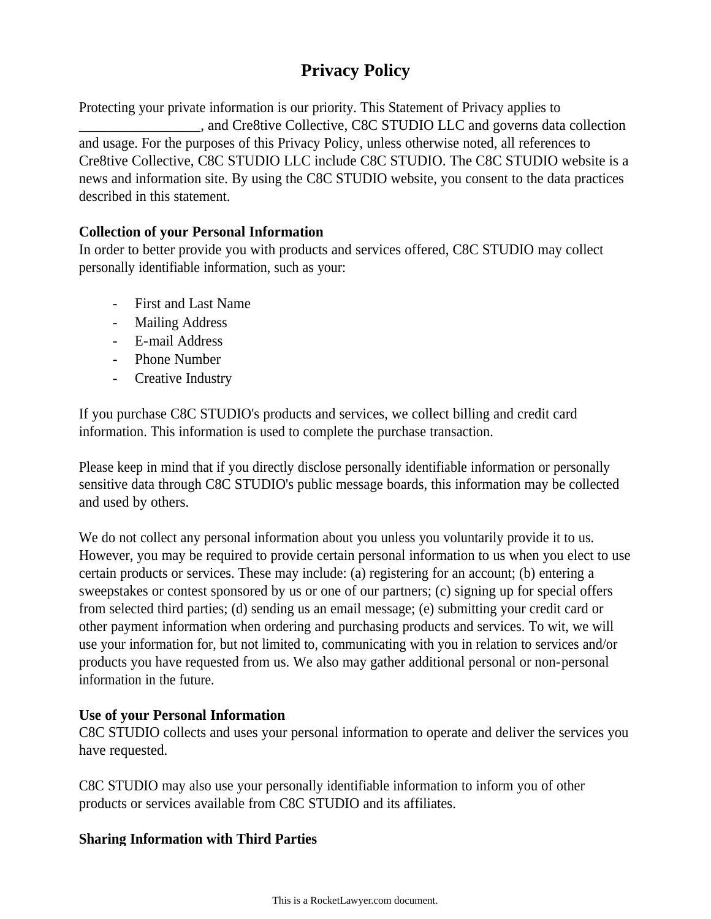# Privacy Policy

Protecting your private information is our priority. This Statement of Privacy applies to _________________, and Cre8tive Collective, C8C STUDIO LLC and governs data collection and usage. For the purposes of this Privacy Policy, unless otherwise noted, all references to Cre8tive Collective, C8C STUDIO LLC include C8C STUDIO. The C8C STUDIO website is a news and information site. By using the C8C STUDIO website, you consent to the data practices described in this statement.

**Collection of your Personal Information**

In order to better provide you with products and services offered, C8C STUDIO may collect personally identifiable information, such as your:

- First and Last Name
- Mailing Address
- E-mail Address
- Phone Number
- Creative Industry

If you purchase C8C STUDIO's products and services, we collect billing and credit card information. This information is used to complete the purchase transaction.

Please keep in mind that if you directly disclose personally identifiable information or personally sensitive data through C8C STUDIO's public message boards, this information may be collected and used by others.

We do not collect any personal information about you unless you voluntarily provide it to us. However, you may be required to provide certain personal information to us when you elect to use certain products or services. These may include: (a) registering for an account; (b) entering a sweepstakes or contest sponsored by us or one of our partners; (c) signing up for special offers from selected third parties; (d) sending us an email message; (e) submitting your credit card or other payment information when ordering and purchasing products and services. To wit, we will use your information for, but not limited to, communicating with you in relation to services and/or products you have requested from us. We also may gather additional personal or non-personal information in the future.

**Use of your Personal Information**

C8C STUDIO collects and uses your personal information to operate and deliver the services you have requested.

C8C STUDIO may also use your personally identifiable information to inform you of other products or services available from C8C STUDIO and its affiliates.

**Sharing Information with Third Parties**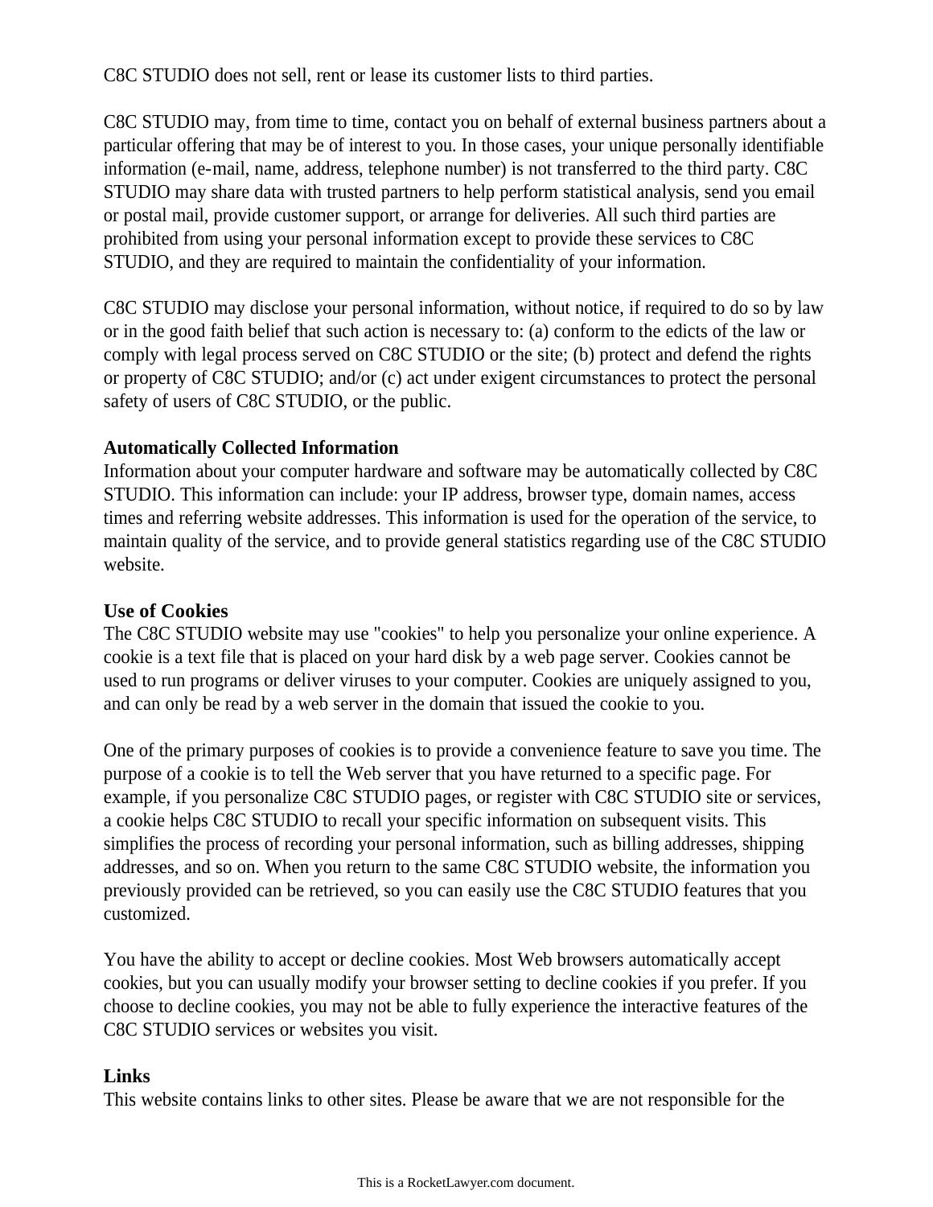C8C STUDIO does not sell, rent or lease its customer lists to third parties.

C8C STUDIO may, from time to time, contact you on behalf of external business partners about a particular offering that may be of interest to you. In those cases, your unique personally identifiable information (e-mail, name, address, telephone number) is not transferred to the third party. C8C STUDIO may share data with trusted partners to help perform statistical analysis, send you email or postal mail, provide customer support, or arrange for deliveries. All such third parties are prohibited from using your personal information except to provide these services to C8C STUDIO, and they are required to maintain the confidentiality of your information.

C8C STUDIO may disclose your personal information, without notice, if required to do so by law or in the good faith belief that such action is necessary to: (a) conform to the edicts of the law or comply with legal process served on C8C STUDIO or the site; (b) protect and defend the rights or property of C8C STUDIO; and/or (c) act under exigent circumstances to protect the personal safety of users of C8C STUDIO, or the public.

**Automatically Collected Information**
Information about your computer hardware and software may be automatically collected by C8C STUDIO. This information can include: your IP address, browser type, domain names, access times and referring website addresses. This information is used for the operation of the service, to maintain quality of the service, and to provide general statistics regarding use of the C8C STUDIO website.

**Use of Cookies**
The C8C STUDIO website may use "cookies" to help you personalize your online experience. A cookie is a text file that is placed on your hard disk by a web page server. Cookies cannot be used to run programs or deliver viruses to your computer. Cookies are uniquely assigned to you, and can only be read by a web server in the domain that issued the cookie to you.

One of the primary purposes of cookies is to provide a convenience feature to save you time. The purpose of a cookie is to tell the Web server that you have returned to a specific page. For example, if you personalize C8C STUDIO pages, or register with C8C STUDIO site or services, a cookie helps C8C STUDIO to recall your specific information on subsequent visits. This simplifies the process of recording your personal information, such as billing addresses, shipping addresses, and so on. When you return to the same C8C STUDIO website, the information you previously provided can be retrieved, so you can easily use the C8C STUDIO features that you customized.

You have the ability to accept or decline cookies. Most Web browsers automatically accept cookies, but you can usually modify your browser setting to decline cookies if you prefer. If you choose to decline cookies, you may not be able to fully experience the interactive features of the C8C STUDIO services or websites you visit.

**Links**
This website contains links to other sites. Please be aware that we are not responsible for the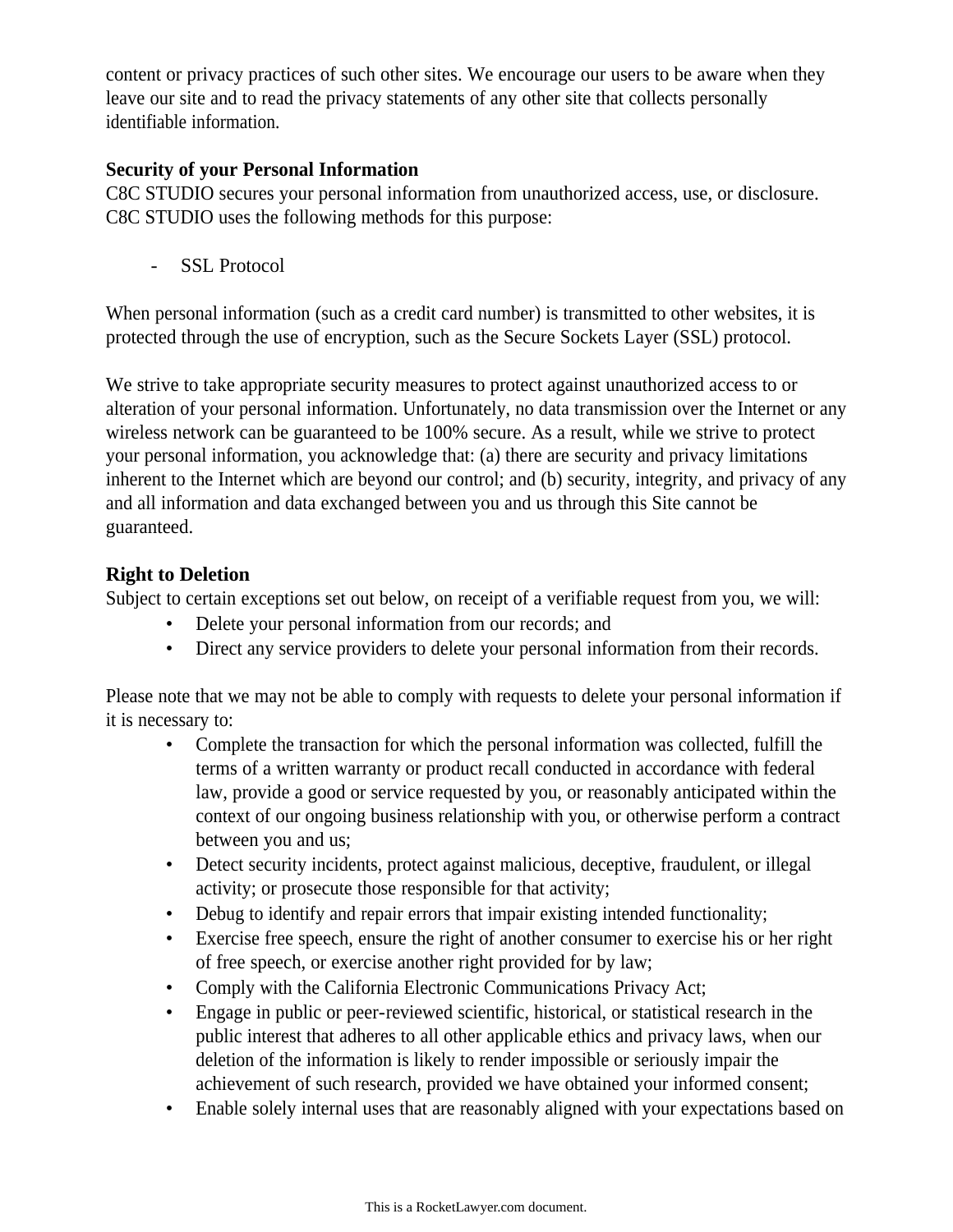content or privacy practices of such other sites. We encourage our users to be aware when they leave our site and to read the privacy statements of any other site that collects personally identifiable information.

**Security of your Personal Information**
C8C STUDIO secures your personal information from unauthorized access, use, or disclosure. C8C STUDIO uses the following methods for this purpose:

- SSL Protocol

When personal information (such as a credit card number) is transmitted to other websites, it is protected through the use of encryption, such as the Secure Sockets Layer (SSL) protocol.

We strive to take appropriate security measures to protect against unauthorized access to or alteration of your personal information. Unfortunately, no data transmission over the Internet or any wireless network can be guaranteed to be 100% secure. As a result, while we strive to protect your personal information, you acknowledge that: (a) there are security and privacy limitations inherent to the Internet which are beyond our control; and (b) security, integrity, and privacy of any and all information and data exchanged between you and us through this Site cannot be guaranteed.

**Right to Deletion**
Subject to certain exceptions set out below, on receipt of a verifiable request from you, we will:

- Delete your personal information from our records; and
- Direct any service providers to delete your personal information from their records.

Please note that we may not be able to comply with requests to delete your personal information if it is necessary to:

- Complete the transaction for which the personal information was collected, fulfill the terms of a written warranty or product recall conducted in accordance with federal law, provide a good or service requested by you, or reasonably anticipated within the context of our ongoing business relationship with you, or otherwise perform a contract between you and us;
- Detect security incidents, protect against malicious, deceptive, fraudulent, or illegal activity; or prosecute those responsible for that activity;
- Debug to identify and repair errors that impair existing intended functionality;
- Exercise free speech, ensure the right of another consumer to exercise his or her right of free speech, or exercise another right provided for by law;
- Comply with the California Electronic Communications Privacy Act;
- Engage in public or peer-reviewed scientific, historical, or statistical research in the public interest that adheres to all other applicable ethics and privacy laws, when our deletion of the information is likely to render impossible or seriously impair the achievement of such research, provided we have obtained your informed consent;
- Enable solely internal uses that are reasonably aligned with your expectations based on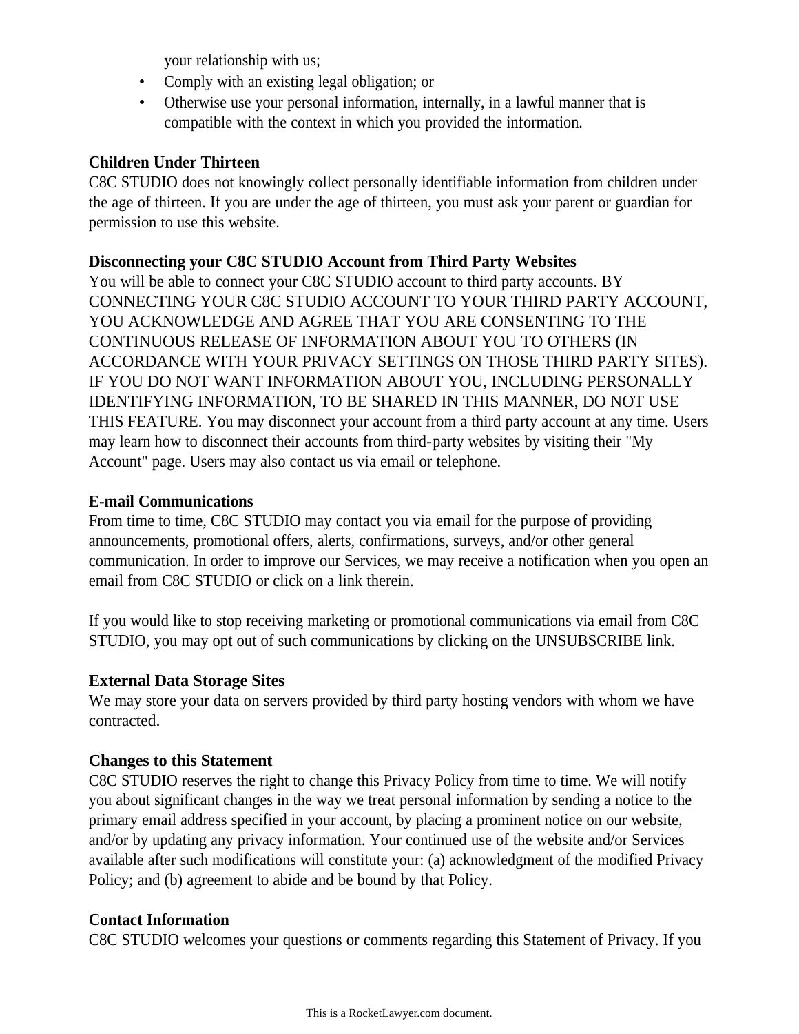your relationship with us;

- Comply with an existing legal obligation; or
- Otherwise use your personal information, internally, in a lawful manner that is compatible with the context in which you provided the information.

**Children Under Thirteen**

C8C STUDIO does not knowingly collect personally identifiable information from children under the age of thirteen. If you are under the age of thirteen, you must ask your parent or guardian for permission to use this website.

**Disconnecting your C8C STUDIO Account from Third Party Websites**

You will be able to connect your C8C STUDIO account to third party accounts. BY CONNECTING YOUR C8C STUDIO ACCOUNT TO YOUR THIRD PARTY ACCOUNT, YOU ACKNOWLEDGE AND AGREE THAT YOU ARE CONSENTING TO THE CONTINUOUS RELEASE OF INFORMATION ABOUT YOU TO OTHERS (IN ACCORDANCE WITH YOUR PRIVACY SETTINGS ON THOSE THIRD PARTY SITES). IF YOU DO NOT WANT INFORMATION ABOUT YOU, INCLUDING PERSONALLY IDENTIFYING INFORMATION, TO BE SHARED IN THIS MANNER, DO NOT USE THIS FEATURE. You may disconnect your account from a third party account at any time. Users may learn how to disconnect their accounts from third-party websites by visiting their "My Account" page. Users may also contact us via email or telephone.

**E-mail Communications**

From time to time, C8C STUDIO may contact you via email for the purpose of providing announcements, promotional offers, alerts, confirmations, surveys, and/or other general communication. In order to improve our Services, we may receive a notification when you open an email from C8C STUDIO or click on a link therein.

If you would like to stop receiving marketing or promotional communications via email from C8C STUDIO, you may opt out of such communications by clicking on the UNSUBSCRIBE link.

**External Data Storage Sites**

We may store your data on servers provided by third party hosting vendors with whom we have contracted.

**Changes to this Statement**

C8C STUDIO reserves the right to change this Privacy Policy from time to time. We will notify you about significant changes in the way we treat personal information by sending a notice to the primary email address specified in your account, by placing a prominent notice on our website, and/or by updating any privacy information. Your continued use of the website and/or Services available after such modifications will constitute your: (a) acknowledgment of the modified Privacy Policy; and (b) agreement to abide and be bound by that Policy.

**Contact Information**

C8C STUDIO welcomes your questions or comments regarding this Statement of Privacy. If you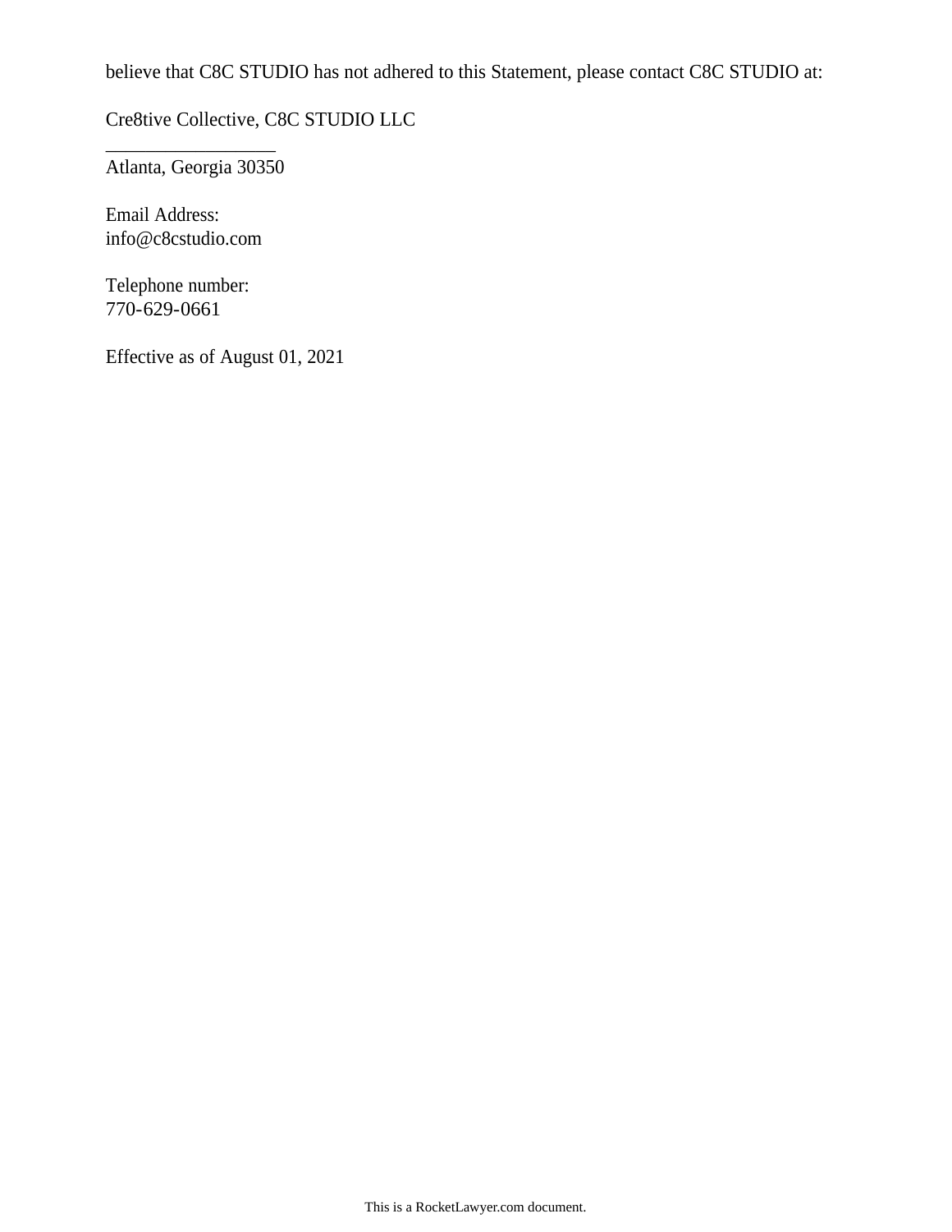believe that C8C STUDIO has not adhered to this Statement, please contact C8C STUDIO at:

Cre8tive Collective, C8C STUDIO LLC
__________________
Atlanta, Georgia 30350

Email Address:
info@c8cstudio.com

Telephone number:
770-629-0661

Effective as of August 01, 2021

This is a RocketLawyer.com document.